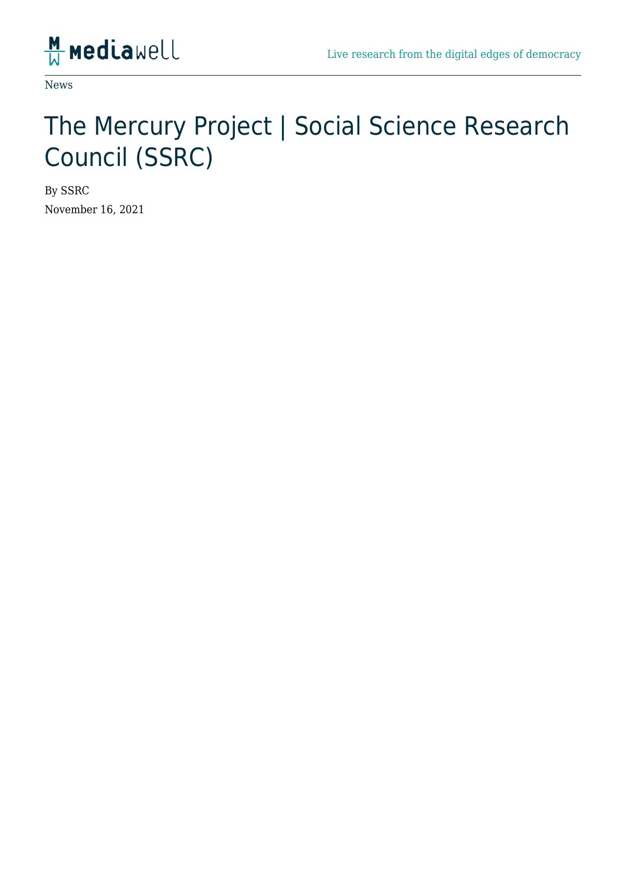News

# The Mercury Project | Social Science Research Council (SSRC)

By SSRC

November 16, 2021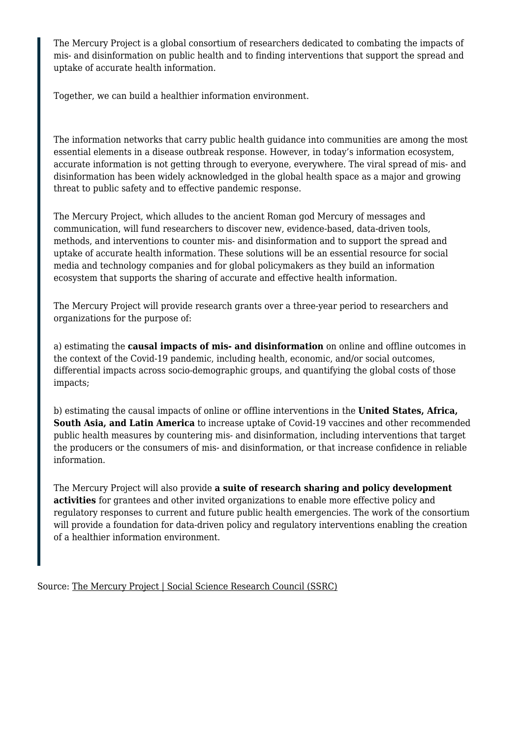> The Mercury Project is a global consortium of researchers dedicated to combating the impacts of mis- and disinformation on public health and to finding interventions that support the spread and uptake of accurate health information.
>
> Together, we can build a healthier information environment.
>
> The information networks that carry public health guidance into communities are among the most essential elements in a disease outbreak response. However, in today's information ecosystem, accurate information is not getting through to everyone, everywhere. The viral spread of mis- and disinformation has been widely acknowledged in the global health space as a major and growing threat to public safety and to effective pandemic response.
>
> The Mercury Project, which alludes to the ancient Roman god Mercury of messages and communication, will fund researchers to discover new, evidence-based, data-driven tools, methods, and interventions to counter mis- and disinformation and to support the spread and uptake of accurate health information. These solutions will be an essential resource for social media and technology companies and for global policymakers as they build an information ecosystem that supports the sharing of accurate and effective health information.
>
> The Mercury Project will provide research grants over a three-year period to researchers and organizations for the purpose of:
>
> a) estimating the **causal impacts of mis- and disinformation** on online and offline outcomes in the context of the Covid-19 pandemic, including health, economic, and/or social outcomes, differential impacts across socio-demographic groups, and quantifying the global costs of those impacts;
>
> b) estimating the causal impacts of online or offline interventions in the **United States, Africa, South Asia, and Latin America** to increase uptake of Covid-19 vaccines and other recommended public health measures by countering mis- and disinformation, including interventions that target the producers or the consumers of mis- and disinformation, or that increase confidence in reliable information.
>
> The Mercury Project will also provide **a suite of research sharing and policy development activities** for grantees and other invited organizations to enable more effective policy and regulatory responses to current and future public health emergencies. The work of the consortium will provide a foundation for data-driven policy and regulatory interventions enabling the creation of a healthier information environment.

Source: The Mercury Project | Social Science Research Council (SSRC)